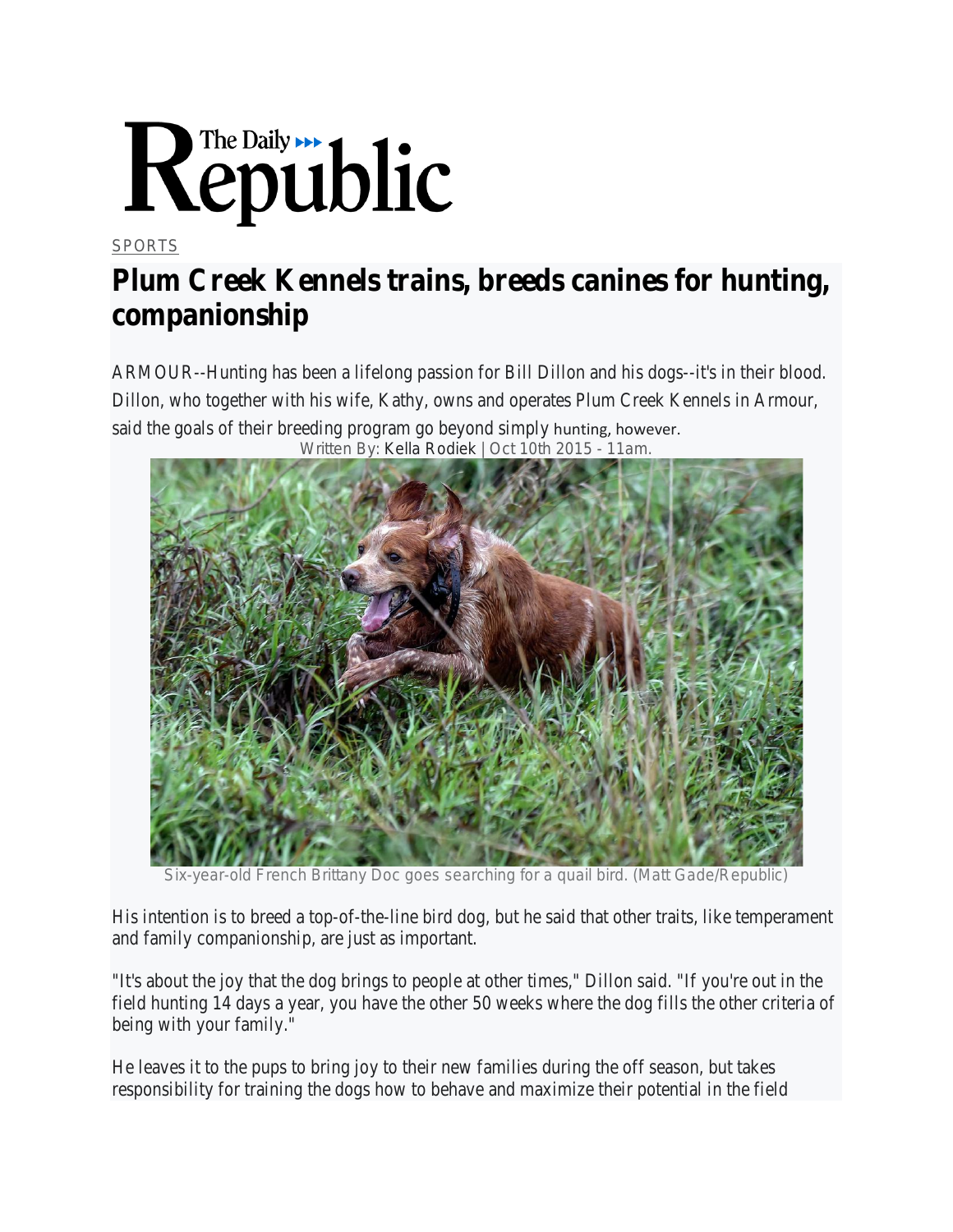The Daily Republic

SPORTS

# Plum Creek Kennels trains, breeds canines for hunting, companionship

ARMOUR--Hunting has been a lifelong passion for Bill Dillon and his dogs--it's in their blood. Dillon, who together with his wife, Kathy, owns and operates Plum Creek Kennels in Armour, said the goals of their breeding program go beyond simply hunting, however.

Written By: Kella Rodiek | Oct 10th 2015 - 11am.

Six-year-old French Brittany Doc goes searching for a quail bird. (Matt Gade/Republic)

His intention is to breed a top-of-the-line bird dog, but he said that other traits, like temperament and family companionship, are just as important.

"It's about the joy that the dog brings to people at other times," Dillon said. "If you're out in the field hunting 14 days a year, you have the other 50 weeks where the dog fills the other criteria of being with your family."

He leaves it to the pups to bring joy to their new families during the off season, but takes responsibility for training the dogs how to behave and maximize their potential in the field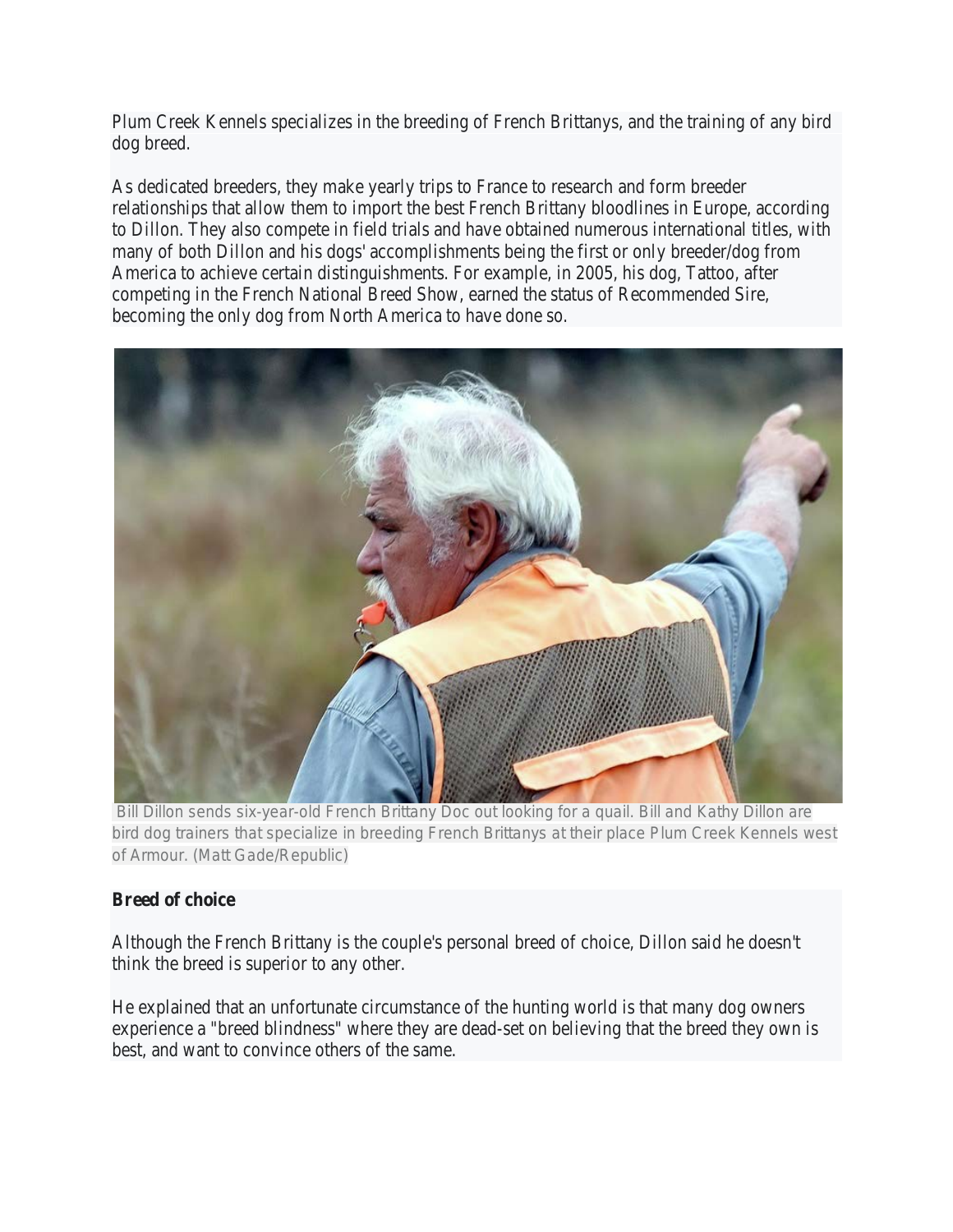Plum Creek Kennels specializes in the breeding of French Brittanys, and the training of any bird dog breed.

As dedicated breeders, they make yearly trips to France to research and form breeder relationships that allow them to import the best French Brittany bloodlines in Europe, according to Dillon. They also compete in field trials and have obtained numerous international titles, with many of both Dillon and his dogs' accomplishments being the first or only breeder/dog from America to achieve certain distinguishments. For example, in 2005, his dog, Tattoo, after competing in the French National Breed Show, earned the status of Recommended Sire, becoming the only dog from North America to have done so.

Bill Dillon sends six-year-old French Brittany Doc out looking for a quail. Bill and Kathy Dillon are bird dog trainers that specialize in breeding French Brittanys at their place Plum Creek Kennels west of Armour. (Matt Gade/Republic)

**Breed of choice**

Although the French Brittany is the couple's personal breed of choice, Dillon said he doesn't think the breed is superior to any other.

He explained that an unfortunate circumstance of the hunting world is that many dog owners experience a "breed blindness" where they are dead-set on believing that the breed they own is best, and want to convince others of the same.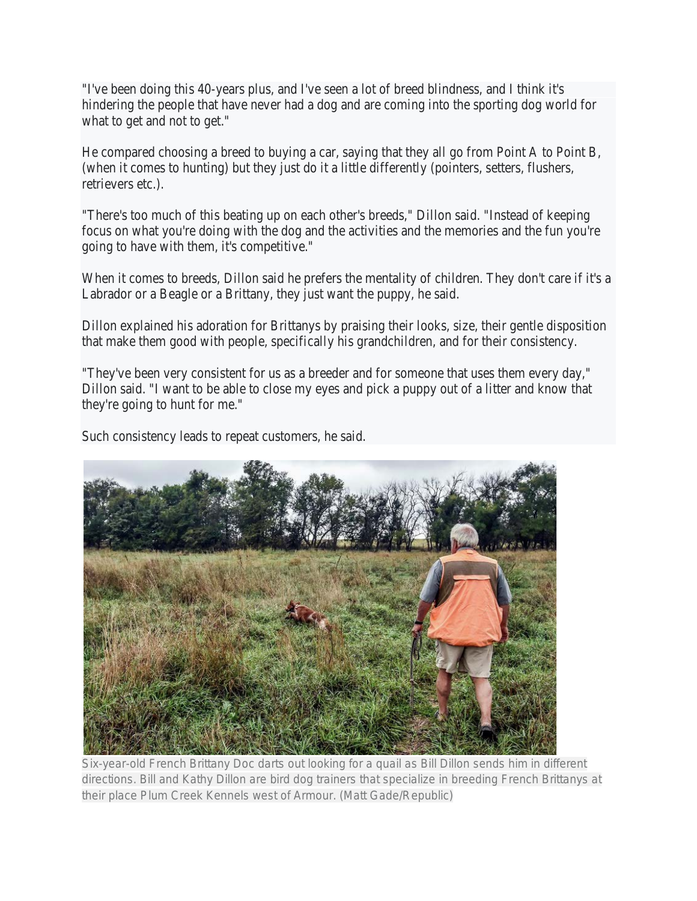"I've been doing this 40-years plus, and I've seen a lot of breed blindness, and I think it's hindering the people that have never had a dog and are coming into the sporting dog world for what to get and not to get."

He compared choosing a breed to buying a car, saying that they all go from Point A to Point B, (when it comes to hunting) but they just do it a little differently (pointers, setters, flushers, retrievers etc.).

"There's too much of this beating up on each other's breeds," Dillon said. "Instead of keeping focus on what you're doing with the dog and the activities and the memories and the fun you're going to have with them, it's competitive."

When it comes to breeds, Dillon said he prefers the mentality of children. They don't care if it's a Labrador or a Beagle or a Brittany, they just want the puppy, he said.

Dillon explained his adoration for Brittanys by praising their looks, size, their gentle disposition that make them good with people, specifically his grandchildren, and for their consistency.

"They've been very consistent for us as a breeder and for someone that uses them every day," Dillon said. "I want to be able to close my eyes and pick a puppy out of a litter and know that they're going to hunt for me."

Such consistency leads to repeat customers, he said.

Six-year-old French Brittany Doc darts out looking for a quail as Bill Dillon sends him in different directions. Bill and Kathy Dillon are bird dog trainers that specialize in breeding French Brittanys at their place Plum Creek Kennels west of Armour. (Matt Gade/Republic)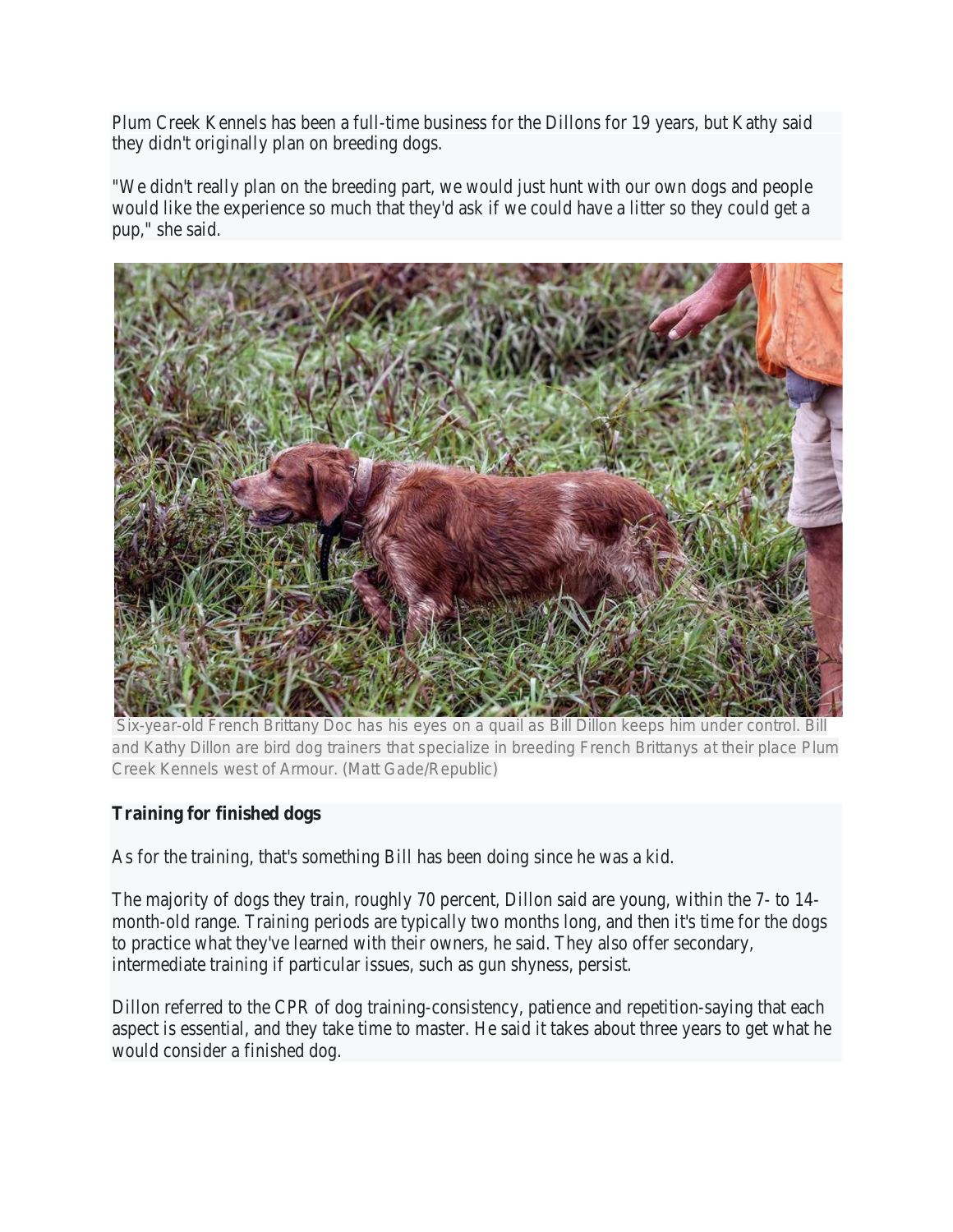Plum Creek Kennels has been a full-time business for the Dillons for 19 years, but Kathy said they didn't originally plan on breeding dogs.

"We didn't really plan on the breeding part, we would just hunt with our own dogs and people would like the experience so much that they'd ask if we could have a litter so they could get a pup," she said.

Six-year-old French Brittany Doc has his eyes on a quail as Bill Dillon keeps him under control. Bill and Kathy Dillon are bird dog trainers that specialize in breeding French Brittanys at their place Plum Creek Kennels west of Armour. (Matt Gade/Republic)

**Training for finished dogs**

As for the training, that's something Bill has been doing since he was a kid.

The majority of dogs they train, roughly 70 percent, Dillon said are young, within the 7- to 14-month-old range. Training periods are typically two months long, and then it's time for the dogs to practice what they've learned with their owners, he said. They also offer secondary, intermediate training if particular issues, such as gun shyness, persist.

Dillon referred to the CPR of dog training-consistency, patience and repetition-saying that each aspect is essential, and they take time to master. He said it takes about three years to get what he would consider a finished dog.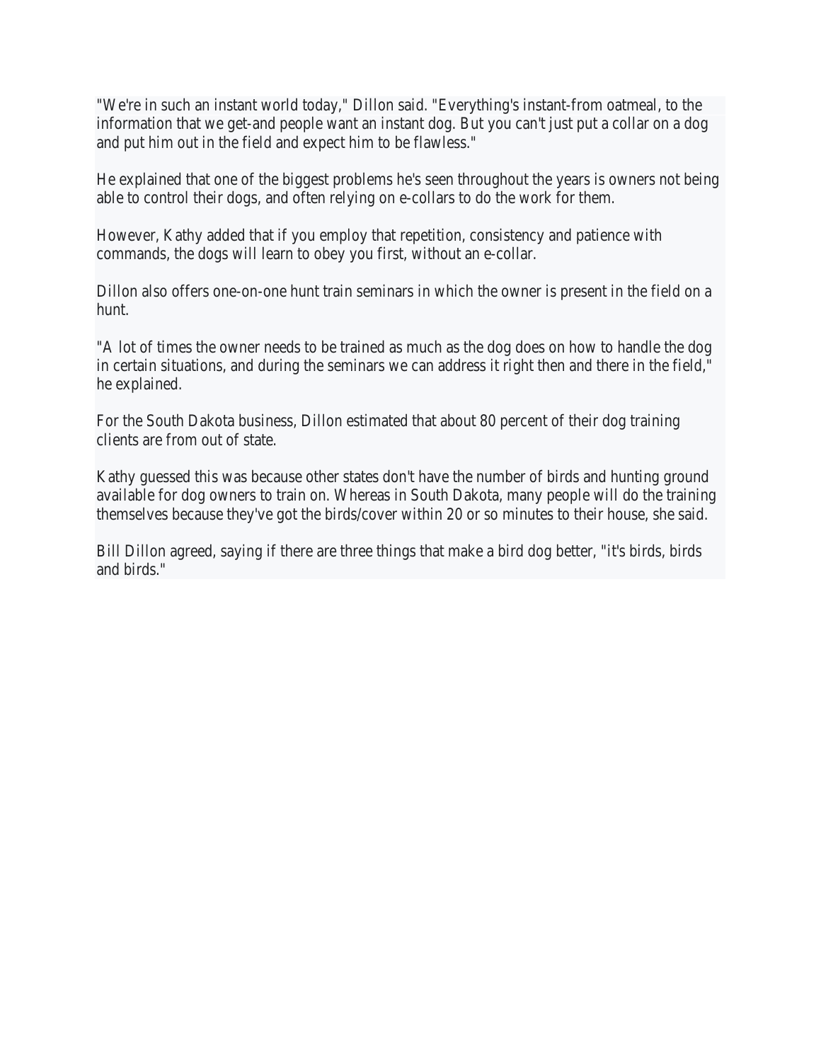"We're in such an instant world today," Dillon said. "Everything's instant-from oatmeal, to the information that we get-and people want an instant dog. But you can't just put a collar on a dog and put him out in the field and expect him to be flawless."

He explained that one of the biggest problems he's seen throughout the years is owners not being able to control their dogs, and often relying on e-collars to do the work for them.

However, Kathy added that if you employ that repetition, consistency and patience with commands, the dogs will learn to obey you first, without an e-collar.

Dillon also offers one-on-one hunt train seminars in which the owner is present in the field on a hunt.

"A lot of times the owner needs to be trained as much as the dog does on how to handle the dog in certain situations, and during the seminars we can address it right then and there in the field," he explained.

For the South Dakota business, Dillon estimated that about 80 percent of their dog training clients are from out of state.

Kathy guessed this was because other states don't have the number of birds and hunting ground available for dog owners to train on. Whereas in South Dakota, many people will do the training themselves because they've got the birds/cover within 20 or so minutes to their house, she said.

Bill Dillon agreed, saying if there are three things that make a bird dog better, "it's birds, birds and birds."